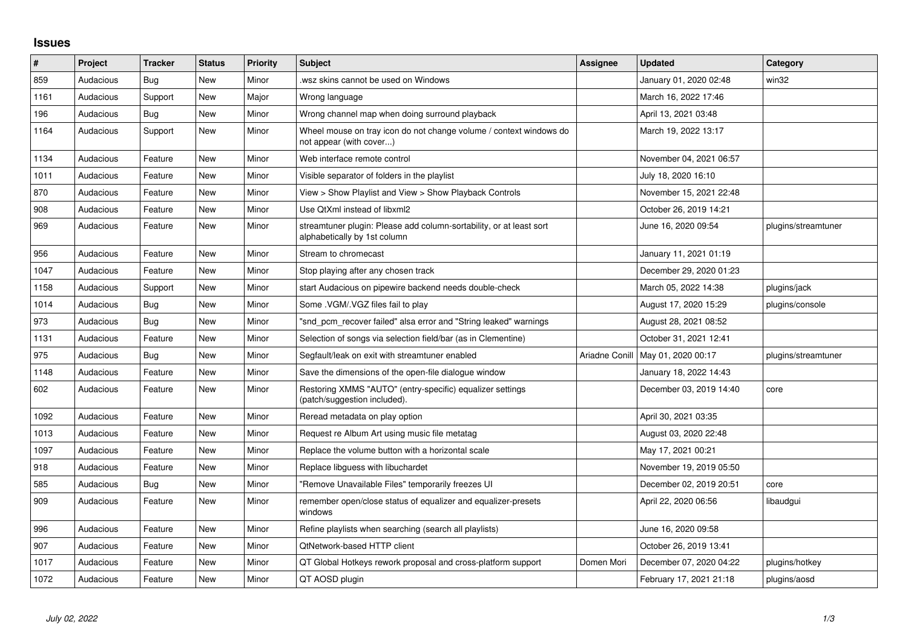## Issues

| # | Project | Tracker | Status | Priority | Subject | Assignee | Updated | Category |
|---|---|---|---|---|---|---|---|---|
| 859 | Audacious | Bug | New | Minor | .wsz skins cannot be used on Windows | | January 01, 2020 02:48 | win32 |
| 1161 | Audacious | Support | New | Major | Wrong language | | March 16, 2022 17:46 | |
| 196 | Audacious | Bug | New | Minor | Wrong channel map when doing surround playback | | April 13, 2021 03:48 | |
| 1164 | Audacious | Support | New | Minor | Wheel mouse on tray icon do not change volume / context windows do not appear (with cover...) | | March 19, 2022 13:17 | |
| 1134 | Audacious | Feature | New | Minor | Web interface remote control | | November 04, 2021 06:57 | |
| 1011 | Audacious | Feature | New | Minor | Visible separator of folders in the playlist | | July 18, 2020 16:10 | |
| 870 | Audacious | Feature | New | Minor | View > Show Playlist and View > Show Playback Controls | | November 15, 2021 22:48 | |
| 908 | Audacious | Feature | New | Minor | Use QtXml instead of libxml2 | | October 26, 2019 14:21 | |
| 969 | Audacious | Feature | New | Minor | streamtuner plugin: Please add column-sortability, or at least sort alphabetically by 1st column | | June 16, 2020 09:54 | plugins/streamtuner |
| 956 | Audacious | Feature | New | Minor | Stream to chromecast | | January 11, 2021 01:19 | |
| 1047 | Audacious | Feature | New | Minor | Stop playing after any chosen track | | December 29, 2020 01:23 | |
| 1158 | Audacious | Support | New | Minor | start Audacious on pipewire backend needs double-check | | March 05, 2022 14:38 | plugins/jack |
| 1014 | Audacious | Bug | New | Minor | Some .VGM/.VGZ files fail to play | | August 17, 2020 15:29 | plugins/console |
| 973 | Audacious | Bug | New | Minor | "snd_pcm_recover failed" alsa error and "String leaked" warnings | | August 28, 2021 08:52 | |
| 1131 | Audacious | Feature | New | Minor | Selection of songs via selection field/bar (as in Clementine) | | October 31, 2021 12:41 | |
| 975 | Audacious | Bug | New | Minor | Segfault/leak on exit with streamtuner enabled | Ariadne Conill | May 01, 2020 00:17 | plugins/streamtuner |
| 1148 | Audacious | Feature | New | Minor | Save the dimensions of the open-file dialogue window | | January 18, 2022 14:43 | |
| 602 | Audacious | Feature | New | Minor | Restoring XMMS "AUTO" (entry-specific) equalizer settings (patch/suggestion included). | | December 03, 2019 14:40 | core |
| 1092 | Audacious | Feature | New | Minor | Reread metadata on play option | | April 30, 2021 03:35 | |
| 1013 | Audacious | Feature | New | Minor | Request re Album Art using music file metatag | | August 03, 2020 22:48 | |
| 1097 | Audacious | Feature | New | Minor | Replace the volume button with a horizontal scale | | May 17, 2021 00:21 | |
| 918 | Audacious | Feature | New | Minor | Replace libguess with libuchardet | | November 19, 2019 05:50 | |
| 585 | Audacious | Bug | New | Minor | "Remove Unavailable Files" temporarily freezes UI | | December 02, 2019 20:51 | core |
| 909 | Audacious | Feature | New | Minor | remember open/close status of equalizer and equalizer-presets windows | | April 22, 2020 06:56 | libaudgui |
| 996 | Audacious | Feature | New | Minor | Refine playlists when searching (search all playlists) | | June 16, 2020 09:58 | |
| 907 | Audacious | Feature | New | Minor | QtNetwork-based HTTP client | | October 26, 2019 13:41 | |
| 1017 | Audacious | Feature | New | Minor | QT Global Hotkeys rework proposal and cross-platform support | Domen Mori | December 07, 2020 04:22 | plugins/hotkey |
| 1072 | Audacious | Feature | New | Minor | QT AOSD plugin | | February 17, 2021 21:18 | plugins/aosd |

*July 02, 2022*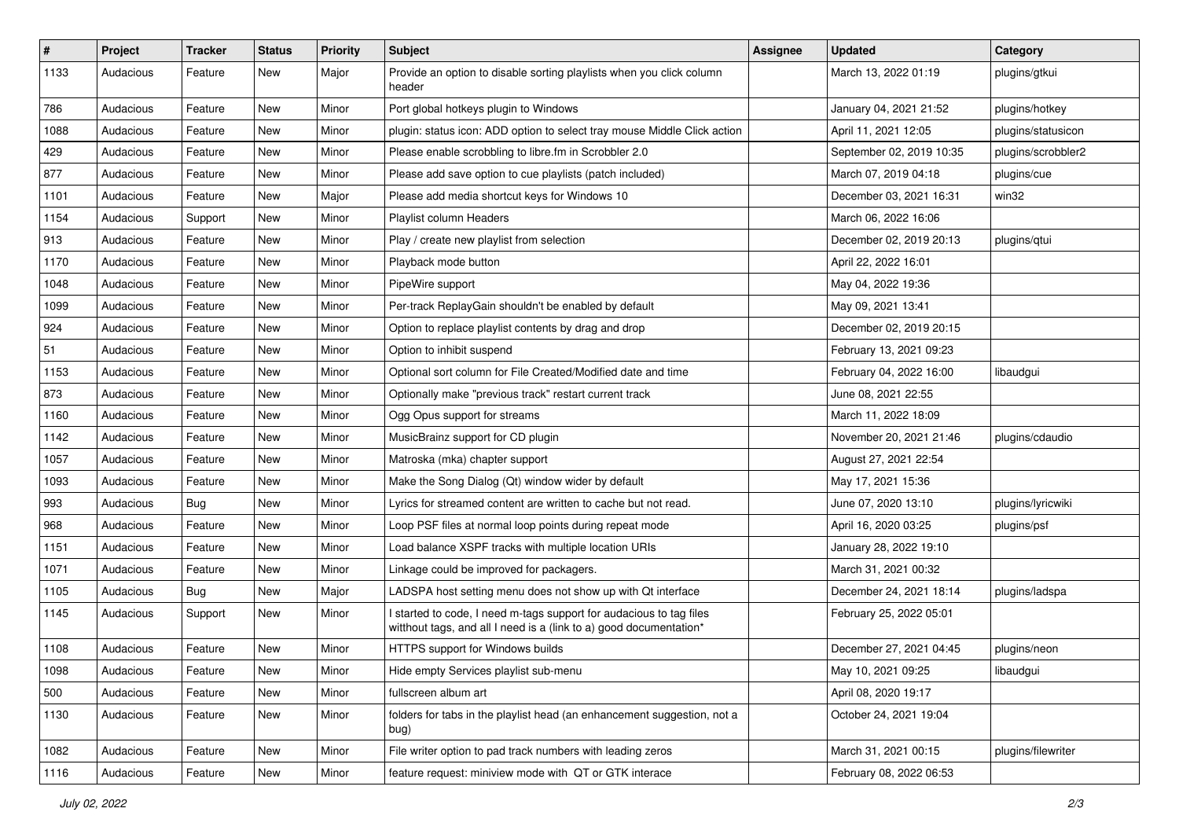| # | Project | Tracker | Status | Priority | Subject | Assignee | Updated | Category |
|---|---|---|---|---|---|---|---|---|
| 1133 | Audacious | Feature | New | Major | Provide an option to disable sorting playlists when you click column header | | March 13, 2022 01:19 | plugins/gtkui |
| 786 | Audacious | Feature | New | Minor | Port global hotkeys plugin to Windows | | January 04, 2021 21:52 | plugins/hotkey |
| 1088 | Audacious | Feature | New | Minor | plugin: status icon: ADD option to select tray mouse Middle Click action | | April 11, 2021 12:05 | plugins/statusicon |
| 429 | Audacious | Feature | New | Minor | Please enable scrobbling to libre.fm in Scrobbler 2.0 | | September 02, 2019 10:35 | plugins/scrobbler2 |
| 877 | Audacious | Feature | New | Minor | Please add save option to cue playlists (patch included) | | March 07, 2019 04:18 | plugins/cue |
| 1101 | Audacious | Feature | New | Major | Please add media shortcut keys for Windows 10 | | December 03, 2021 16:31 | win32 |
| 1154 | Audacious | Support | New | Minor | Playlist column Headers | | March 06, 2022 16:06 | |
| 913 | Audacious | Feature | New | Minor | Play / create new playlist from selection | | December 02, 2019 20:13 | plugins/qtui |
| 1170 | Audacious | Feature | New | Minor | Playback mode button | | April 22, 2022 16:01 | |
| 1048 | Audacious | Feature | New | Minor | PipeWire support | | May 04, 2022 19:36 | |
| 1099 | Audacious | Feature | New | Minor | Per-track ReplayGain shouldn't be enabled by default | | May 09, 2021 13:41 | |
| 924 | Audacious | Feature | New | Minor | Option to replace playlist contents by drag and drop | | December 02, 2019 20:15 | |
| 51 | Audacious | Feature | New | Minor | Option to inhibit suspend | | February 13, 2021 09:23 | |
| 1153 | Audacious | Feature | New | Minor | Optional sort column for File Created/Modified date and time | | February 04, 2022 16:00 | libaudgui |
| 873 | Audacious | Feature | New | Minor | Optionally make "previous track" restart current track | | June 08, 2021 22:55 | |
| 1160 | Audacious | Feature | New | Minor | Ogg Opus support for streams | | March 11, 2022 18:09 | |
| 1142 | Audacious | Feature | New | Minor | MusicBrainz support for CD plugin | | November 20, 2021 21:46 | plugins/cdaudio |
| 1057 | Audacious | Feature | New | Minor | Matroska (mka) chapter support | | August 27, 2021 22:54 | |
| 1093 | Audacious | Feature | New | Minor | Make the Song Dialog (Qt) window wider by default | | May 17, 2021 15:36 | |
| 993 | Audacious | Bug | New | Minor | Lyrics for streamed content are written to cache but not read. | | June 07, 2020 13:10 | plugins/lyricwiki |
| 968 | Audacious | Feature | New | Minor | Loop PSF files at normal loop points during repeat mode | | April 16, 2020 03:25 | plugins/psf |
| 1151 | Audacious | Feature | New | Minor | Load balance XSPF tracks with multiple location URIs | | January 28, 2022 19:10 | |
| 1071 | Audacious | Feature | New | Minor | Linkage could be improved for packagers. | | March 31, 2021 00:32 | |
| 1105 | Audacious | Bug | New | Major | LADSPA host setting menu does not show up with Qt interface | | December 24, 2021 18:14 | plugins/ladspa |
| 1145 | Audacious | Support | New | Minor | I started to code, I need m-tags support for audacious to tag files witthout tags, and all I need is a (link to a) good documentation* | | February 25, 2022 05:01 | |
| 1108 | Audacious | Feature | New | Minor | HTTPS support for Windows builds | | December 27, 2021 04:45 | plugins/neon |
| 1098 | Audacious | Feature | New | Minor | Hide empty Services playlist sub-menu | | May 10, 2021 09:25 | libaudgui |
| 500 | Audacious | Feature | New | Minor | fullscreen album art | | April 08, 2020 19:17 | |
| 1130 | Audacious | Feature | New | Minor | folders for tabs in the playlist head (an enhancement suggestion, not a bug) | | October 24, 2021 19:04 | |
| 1082 | Audacious | Feature | New | Minor | File writer option to pad track numbers with leading zeros | | March 31, 2021 00:15 | plugins/filewriter |
| 1116 | Audacious | Feature | New | Minor | feature request: miniview mode with QT or GTK interace | | February 08, 2022 06:53 | |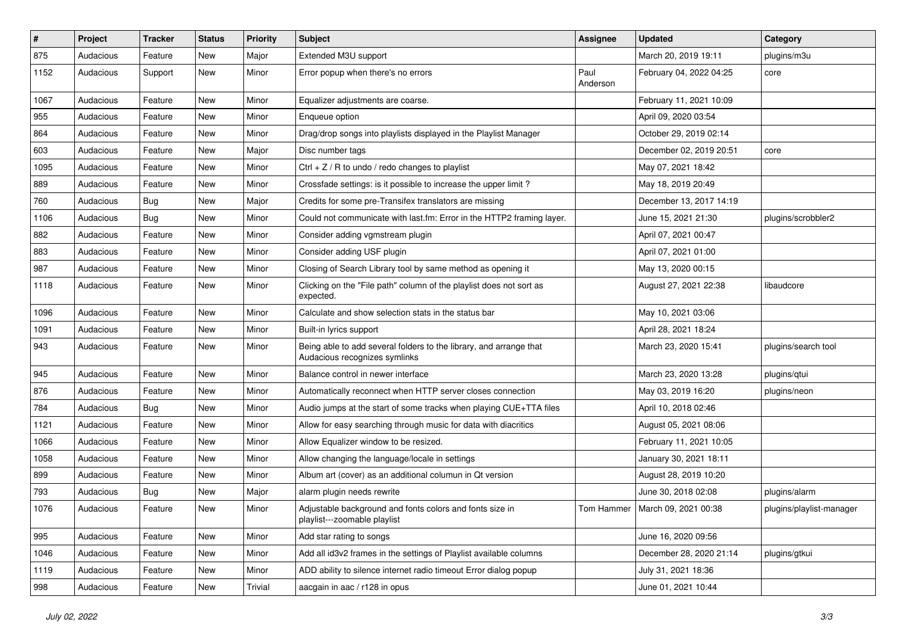| # | Project | Tracker | Status | Priority | Subject | Assignee | Updated | Category |
|---|---|---|---|---|---|---|---|---|
| 875 | Audacious | Feature | New | Major | Extended M3U support | | March 20, 2019 19:11 | plugins/m3u |
| 1152 | Audacious | Support | New | Minor | Error popup when there's no errors | Paul Anderson | February 04, 2022 04:25 | core |
| 1067 | Audacious | Feature | New | Minor | Equalizer adjustments are coarse. | | February 11, 2021 10:09 | |
| 955 | Audacious | Feature | New | Minor | Enqueue option | | April 09, 2020 03:54 | |
| 864 | Audacious | Feature | New | Minor | Drag/drop songs into playlists displayed in the Playlist Manager | | October 29, 2019 02:14 | |
| 603 | Audacious | Feature | New | Major | Disc number tags | | December 02, 2019 20:51 | core |
| 1095 | Audacious | Feature | New | Minor | Ctrl + Z / R to undo / redo changes to playlist | | May 07, 2021 18:42 | |
| 889 | Audacious | Feature | New | Minor | Crossfade settings: is it possible to increase the upper limit ? | | May 18, 2019 20:49 | |
| 760 | Audacious | Bug | New | Major | Credits for some pre-Transifex translators are missing | | December 13, 2017 14:19 | |
| 1106 | Audacious | Bug | New | Minor | Could not communicate with last.fm: Error in the HTTP2 framing layer. | | June 15, 2021 21:30 | plugins/scrobbler2 |
| 882 | Audacious | Feature | New | Minor | Consider adding vgmstream plugin | | April 07, 2021 00:47 | |
| 883 | Audacious | Feature | New | Minor | Consider adding USF plugin | | April 07, 2021 01:00 | |
| 987 | Audacious | Feature | New | Minor | Closing of Search Library tool by same method as opening it | | May 13, 2020 00:15 | |
| 1118 | Audacious | Feature | New | Minor | Clicking on the "File path" column of the playlist does not sort as expected. | | August 27, 2021 22:38 | libaudcore |
| 1096 | Audacious | Feature | New | Minor | Calculate and show selection stats in the status bar | | May 10, 2021 03:06 | |
| 1091 | Audacious | Feature | New | Minor | Built-in lyrics support | | April 28, 2021 18:24 | |
| 943 | Audacious | Feature | New | Minor | Being able to add several folders to the library, and arrange that Audacious recognizes symlinks | | March 23, 2020 15:41 | plugins/search tool |
| 945 | Audacious | Feature | New | Minor | Balance control in newer interface | | March 23, 2020 13:28 | plugins/qtui |
| 876 | Audacious | Feature | New | Minor | Automatically reconnect when HTTP server closes connection | | May 03, 2019 16:20 | plugins/neon |
| 784 | Audacious | Bug | New | Minor | Audio jumps at the start of some tracks when playing CUE+TTA files | | April 10, 2018 02:46 | |
| 1121 | Audacious | Feature | New | Minor | Allow for easy searching through music for data with diacritics | | August 05, 2021 08:06 | |
| 1066 | Audacious | Feature | New | Minor | Allow Equalizer window to be resized. | | February 11, 2021 10:05 | |
| 1058 | Audacious | Feature | New | Minor | Allow changing the language/locale in settings | | January 30, 2021 18:11 | |
| 899 | Audacious | Feature | New | Minor | Album art (cover) as an additional columun in Qt version | | August 28, 2019 10:20 | |
| 793 | Audacious | Bug | New | Major | alarm plugin needs rewrite | | June 30, 2018 02:08 | plugins/alarm |
| 1076 | Audacious | Feature | New | Minor | Adjustable background and fonts colors and fonts size in playlist---zoomable playlist | Tom Hammer | March 09, 2021 00:38 | plugins/playlist-manager |
| 995 | Audacious | Feature | New | Minor | Add star rating to songs | | June 16, 2020 09:56 | |
| 1046 | Audacious | Feature | New | Minor | Add all id3v2 frames in the settings of Playlist available columns | | December 28, 2020 21:14 | plugins/gtkui |
| 1119 | Audacious | Feature | New | Minor | ADD ability to silence internet radio timeout Error dialog popup | | July 31, 2021 18:36 | |
| 998 | Audacious | Feature | New | Trivial | aacgain in aac / r128 in opus | | June 01, 2021 10:44 | |